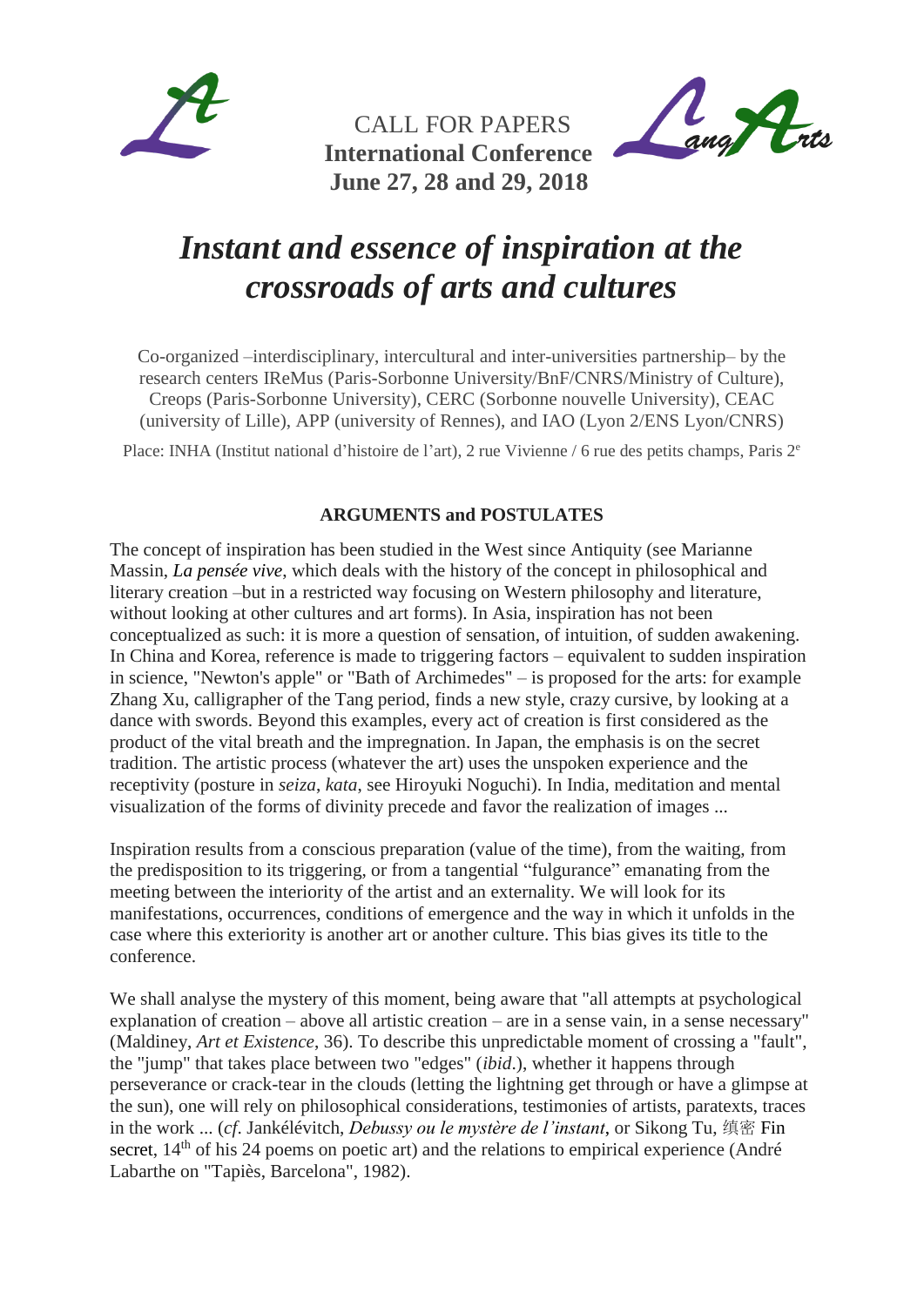CALL FOR PAPERS
**International Conference**
**June 27, 28 and 29, 2018**

# *Instant and essence of inspiration at the crossroads of arts and cultures*

Co-organized –interdisciplinary, intercultural and inter-universities partnership– by the research centers IReMus (Paris-Sorbonne University/BnF/CNRS/Ministry of Culture), Creops (Paris-Sorbonne University), CERC (Sorbonne nouvelle University), CEAC (university of Lille), APP (university of Rennes), and IAO (Lyon 2/ENS Lyon/CNRS)

Place: INHA (Institut national d'histoire de l'art), 2 rue Vivienne / 6 rue des petits champs, Paris 2e

## ARGUMENTS and POSTULATES

The concept of inspiration has been studied in the West since Antiquity (see Marianne Massin, *La pensée vive*, which deals with the history of the concept in philosophical and literary creation –but in a restricted way focusing on Western philosophy and literature, without looking at other cultures and art forms). In Asia, inspiration has not been conceptualized as such: it is more a question of sensation, of intuition, of sudden awakening. In China and Korea, reference is made to triggering factors – equivalent to sudden inspiration in science, "Newton's apple" or "Bath of Archimedes" – is proposed for the arts: for example Zhang Xu, calligrapher of the Tang period, finds a new style, crazy cursive, by looking at a dance with swords. Beyond this examples, every act of creation is first considered as the product of the vital breath and the impregnation. In Japan, the emphasis is on the secret tradition. The artistic process (whatever the art) uses the unspoken experience and the receptivity (posture in *seiza*, *kata*, see Hiroyuki Noguchi). In India, meditation and mental visualization of the forms of divinity precede and favor the realization of images ...

Inspiration results from a conscious preparation (value of the time), from the waiting, from the predisposition to its triggering, or from a tangential "fulgurance" emanating from the meeting between the interiority of the artist and an externality. We will look for its manifestations, occurrences, conditions of emergence and the way in which it unfolds in the case where this exteriority is another art or another culture. This bias gives its title to the conference.

We shall analyse the mystery of this moment, being aware that "all attempts at psychological explanation of creation – above all artistic creation – are in a sense vain, in a sense necessary" (Maldiney, *Art et Existence*, 36). To describe this unpredictable moment of crossing a "fault", the "jump" that takes place between two "edges" (*ibid*.), whether it happens through perseverance or crack-tear in the clouds (letting the lightning get through or have a glimpse at the sun), one will rely on philosophical considerations, testimonies of artists, paratexts, traces in the work ... (*cf*. Jankélévitch, *Debussy ou le mystère de l'instant*, or Sikong Tu, 缜密 Fin secret, 14th of his 24 poems on poetic art) and the relations to empirical experience (André Labarthe on "Tapiès, Barcelona", 1982).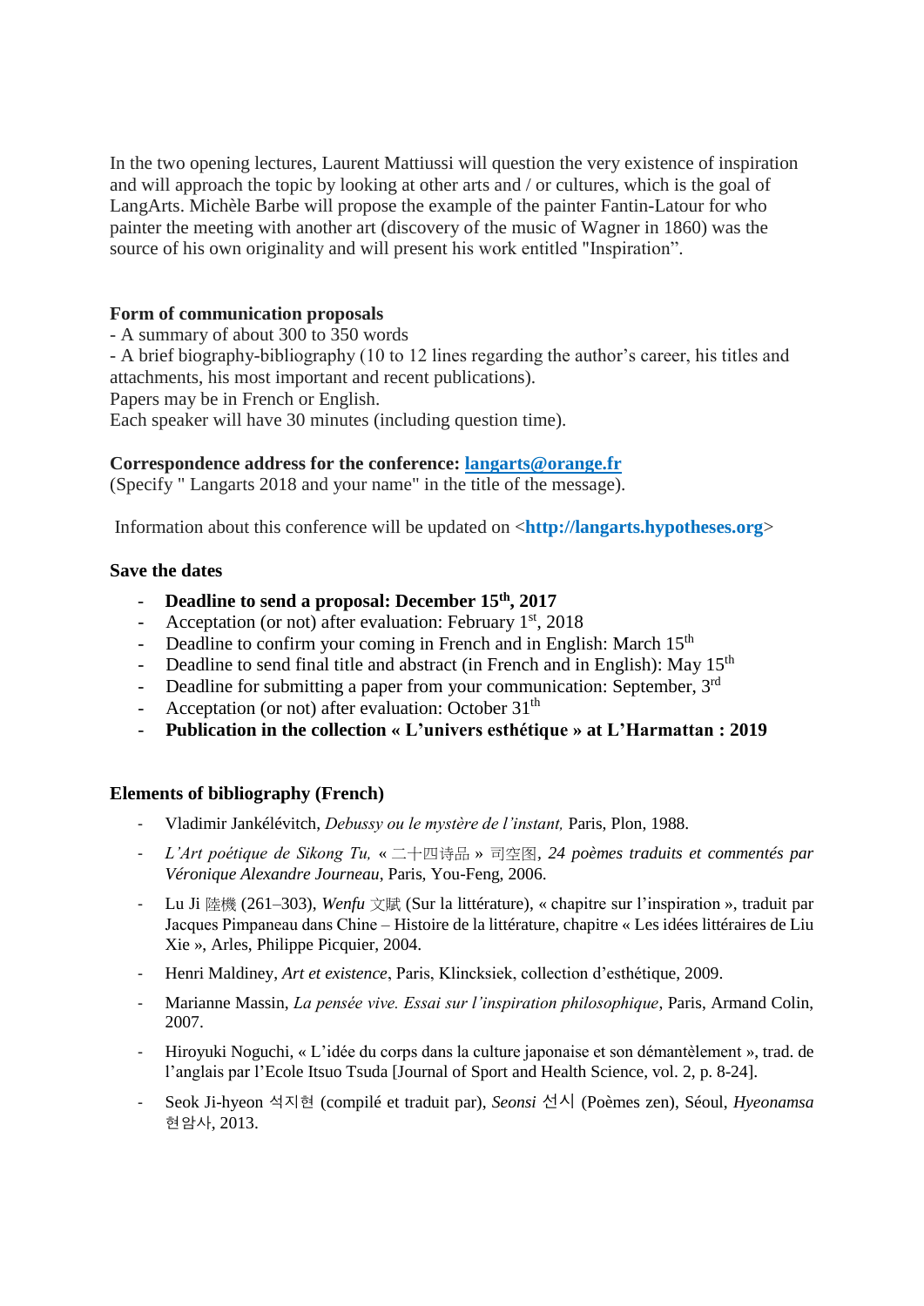In the two opening lectures, Laurent Mattiussi will question the very existence of inspiration and will approach the topic by looking at other arts and / or cultures, which is the goal of LangArts. Michèle Barbe will propose the example of the painter Fantin-Latour for who painter the meeting with another art (discovery of the music of Wagner in 1860) was the source of his own originality and will present his work entitled "Inspiration".

**Form of communication proposals**

- A summary of about 300 to 350 words
- A brief biography-bibliography (10 to 12 lines regarding the author's career, his titles and attachments, his most important and recent publications).

Papers may be in French or English.
Each speaker will have 30 minutes (including question time).

**Correspondence address for the conference: [langarts@orange.fr](mailto:langarts@orange.fr)**
(Specify " Langarts 2018 and your name" in the title of the message).

Information about this conference will be updated on <**http://langarts.hypotheses.org**>

**Save the dates**

- **Deadline to send a proposal: December 15th, 2017**
- Acceptation (or not) after evaluation: February 1st, 2018
- Deadline to confirm your coming in French and in English: March 15th
- Deadline to send final title and abstract (in French and in English): May 15th
- Deadline for submitting a paper from your communication: September, 3rd
- Acceptation (or not) after evaluation: October 31th
- **Publication in the collection « L'univers esthétique » at L'Harmattan : 2019**

**Elements of bibliography (French)**

- Vladimir Jankélévitch, *Debussy ou le mystère de l'instant,* Paris, Plon, 1988.
- *L'Art poétique de Sikong Tu,* « 二十四诗品 » 司空图, *24 poèmes traduits et commentés par Véronique Alexandre Journeau*, Paris, You-Feng, 2006.
- Lu Ji 陸機 (261–303), *Wenfu* 文賦 (Sur la littérature), « chapitre sur l'inspiration », traduit par Jacques Pimpaneau dans Chine – Histoire de la littérature, chapitre « Les idées littéraires de Liu Xie », Arles, Philippe Picquier, 2004.
- Henri Maldiney, *Art et existence*, Paris, Klincksiek, collection d'esthétique, 2009.
- Marianne Massin, *La pensée vive. Essai sur l'inspiration philosophique*, Paris, Armand Colin, 2007.
- Hiroyuki Noguchi, « L'idée du corps dans la culture japonaise et son démantèlement », trad. de l'anglais par l'Ecole Itsuo Tsuda [Journal of Sport and Health Science, vol. 2, p. 8-24].
- Seok Ji-hyeon 석지현 (compilé et traduit par), *Seonsi* 선시 (Poèmes zen), Séoul, *Hyeonamsa* 현암사, 2013.